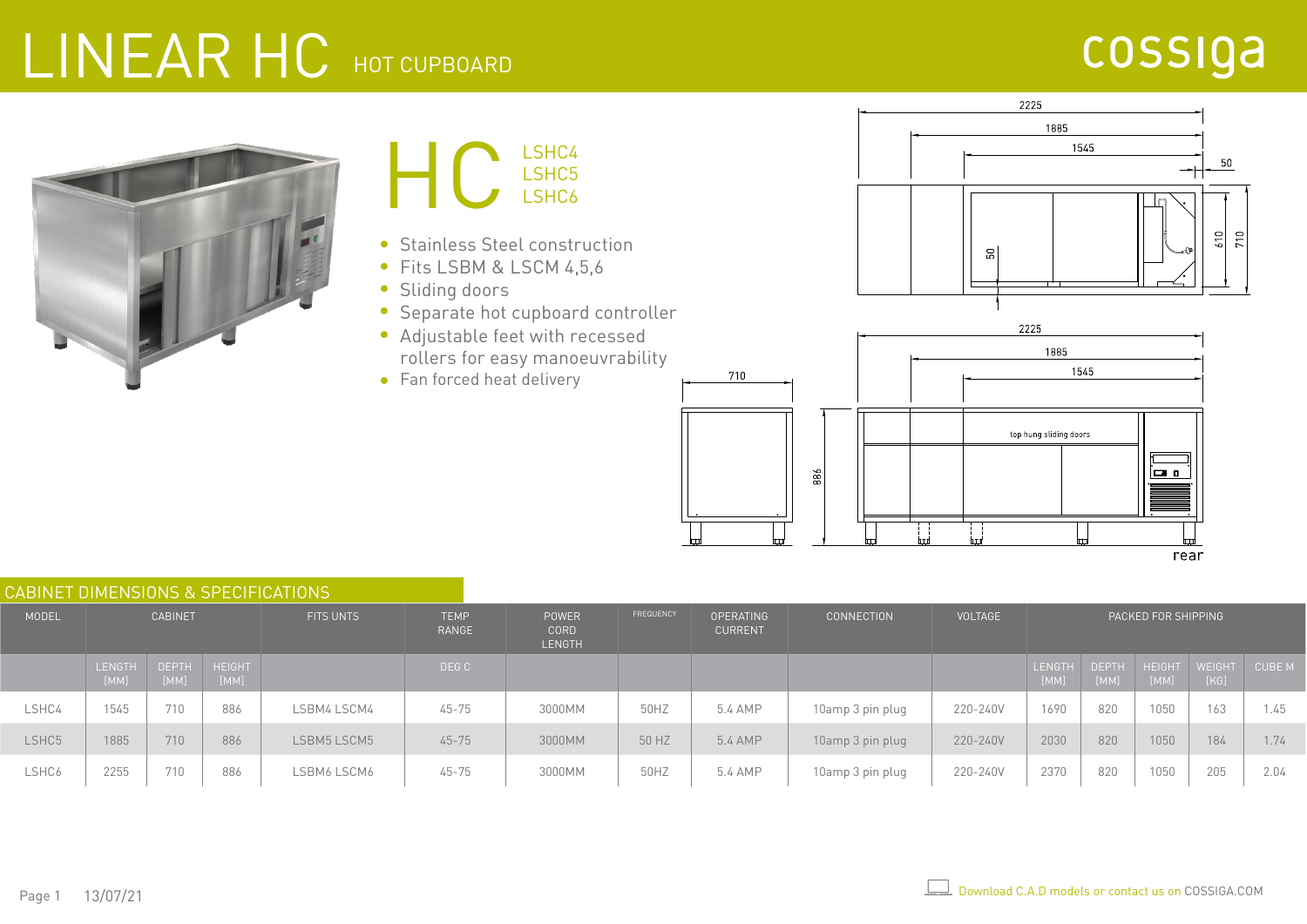# LINEAR HC HOT CUPBOARD

cossiga

## HC

LSHC4
LSHC5
LSHC6

- Stainless Steel construction
- Fits LSBM & LSCM 4,5,6
- Sliding doors
- Separate hot cupboard controller
- Adjustable feet with recessed rollers for easy manoeuvrability
- Fan forced heat delivery

## CABINET DIMENSIONS & SPECIFICATIONS

| MODEL | CABINET | | | FITS UNTS | TEMP RANGE | POWER CORD LENGTH | FREQUENCY | OPERATING CURRENT | CONNECTION | VOLTAGE | PACKED FOR SHIPPING | | | | |
|---|---|---|---|---|---|---|---|---|---|---|---|---|---|---|---|
| | LENGTH [MM] | DEPTH [MM] | HEIGHT [MM] | | DEG C | | | | | | LENGTH [MM] | DEPTH [MM] | HEIGHT [MM] | WEIGHT [KG] | CUBE M |
| LSHC4 | 1545 | 710 | 886 | LSBM4 LSCM4 | 45-75 | 3000MM | 50HZ | 5.4 AMP | 10amp 3 pin plug | 220-240V | 1690 | 820 | 1050 | 163 | 1.45 |
| LSHC5 | 1885 | 710 | 886 | LSBM5 LSCM5 | 45-75 | 3000MM | 50 HZ | 5.4 AMP | 10amp 3 pin plug | 220-240V | 2030 | 820 | 1050 | 184 | 1.74 |
| LSHC6 | 2255 | 710 | 886 | LSBM6 LSCM6 | 45-75 | 3000MM | 50HZ | 5.4 AMP | 10amp 3 pin plug | 220-240V | 2370 | 820 | 1050 | 205 | 2.04 |

13/07/21

Download C.A.D models or contact us on COSSIGA.COM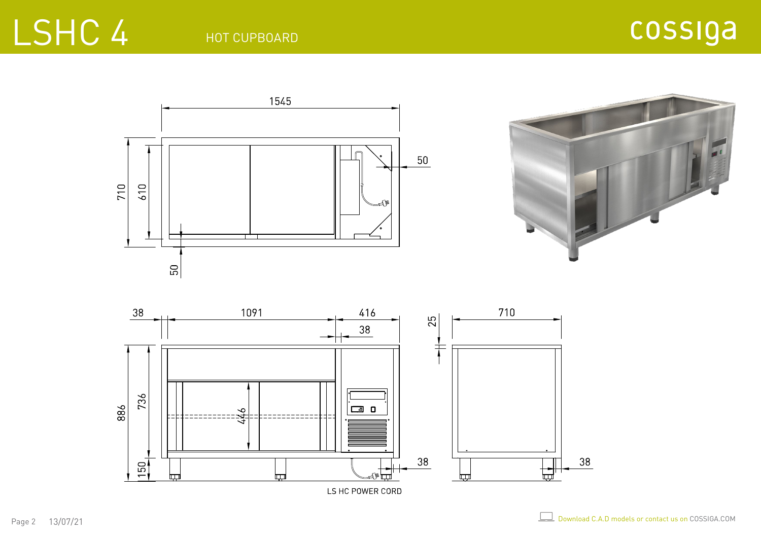# LSHC 4

HOT CUPBOARD

cossiga

1545

710

610

50

50

38

1091

416

38

886

736

446

150

38

25

710

38

LS HC POWER CORD

Download C.A.D models or contact us on COSSIGA.COM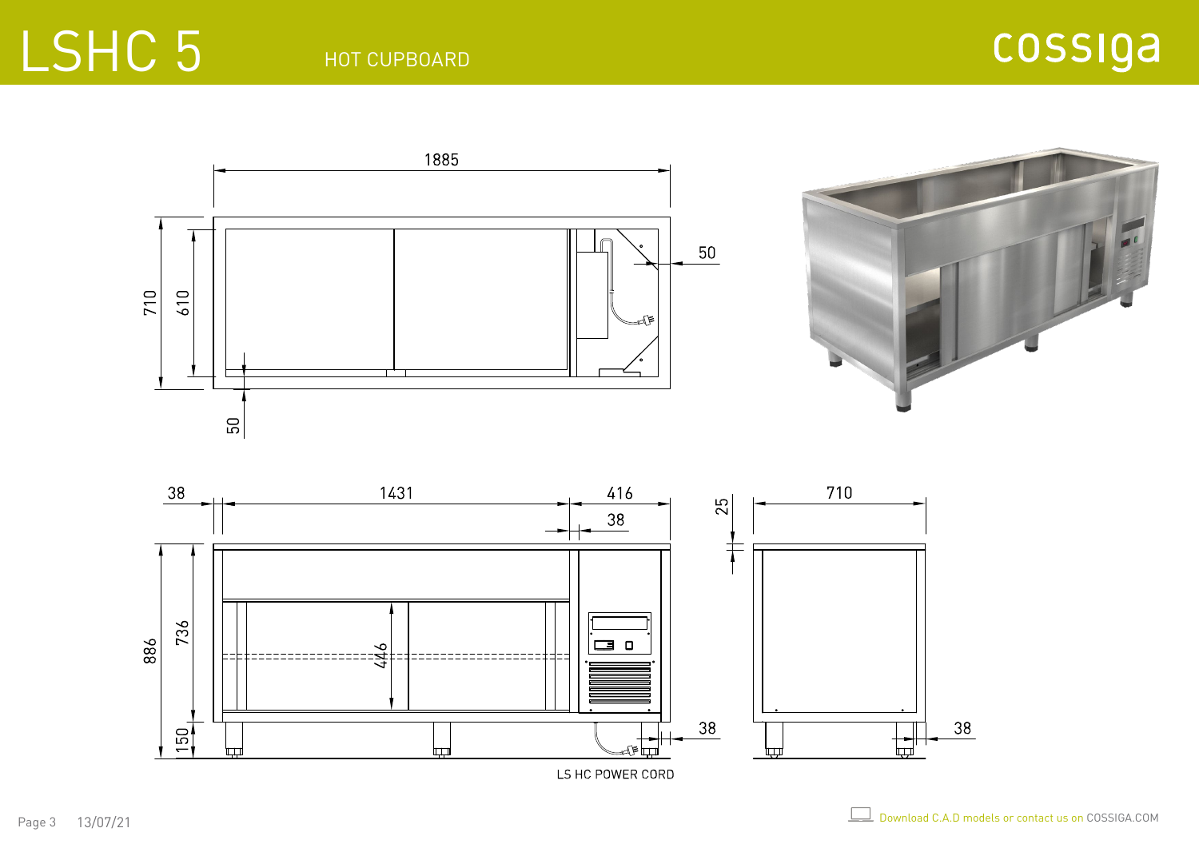# LSHC 5

HOT CUPBOARD

cossiga

1885

710

610

50

50

38 &nbsp; 1431 &nbsp; 416

38

886

736

446

150

38

LS HC POWER CORD

25

710

38

Download C.A.D models or contact us on COSSIGA.COM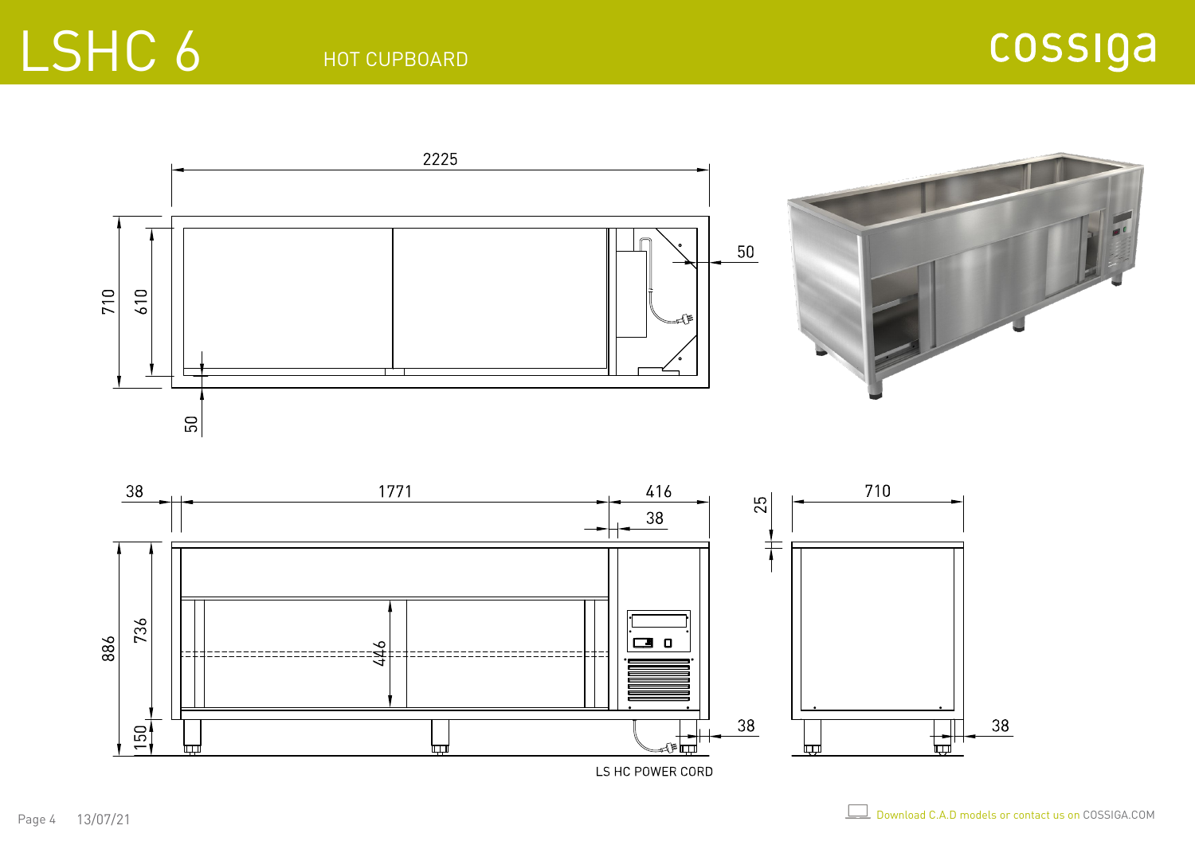# LSHC 6

HOT CUPBOARD

cossiga

2225

50

710

610

50

38

1771

416

38

25

710

886

736

446

150

38

38

LS HC POWER CORD

Download C.A.D models or contact us on COSSIGA.COM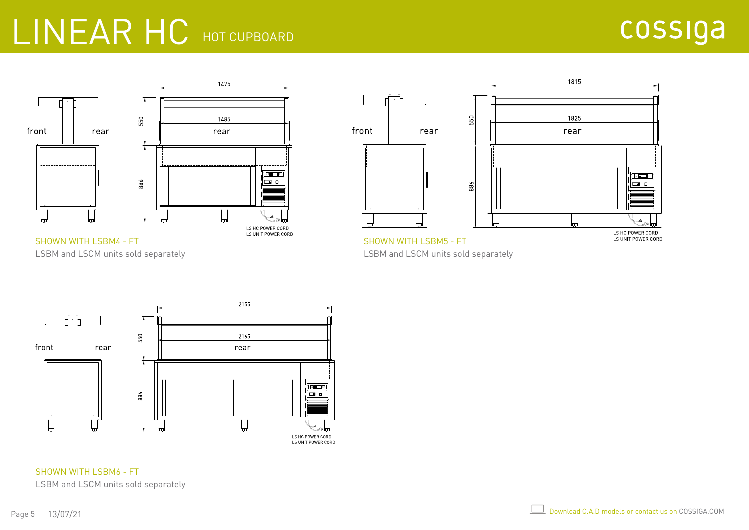# LINEAR HC HOT CUPBOARD

cossiga

front rear

1475

550

1485

rear

886

LS HC POWER CORD
LS UNIT POWER CORD

SHOWN WITH LSBM4 - FT

LSBM and LSCM units sold separately

front rear

1815

550

1825

rear

886

LS HC POWER CORD
LS UNIT POWER CORD

SHOWN WITH LSBM5 - FT

LSBM and LSCM units sold separately

front rear

2155

550

2165

rear

886

LS HC POWER CORD
LS UNIT POWER CORD

SHOWN WITH LSBM6 - FT

LSBM and LSCM units sold separately

13/07/21

Download C.A.D models or contact us on COSSIGA.COM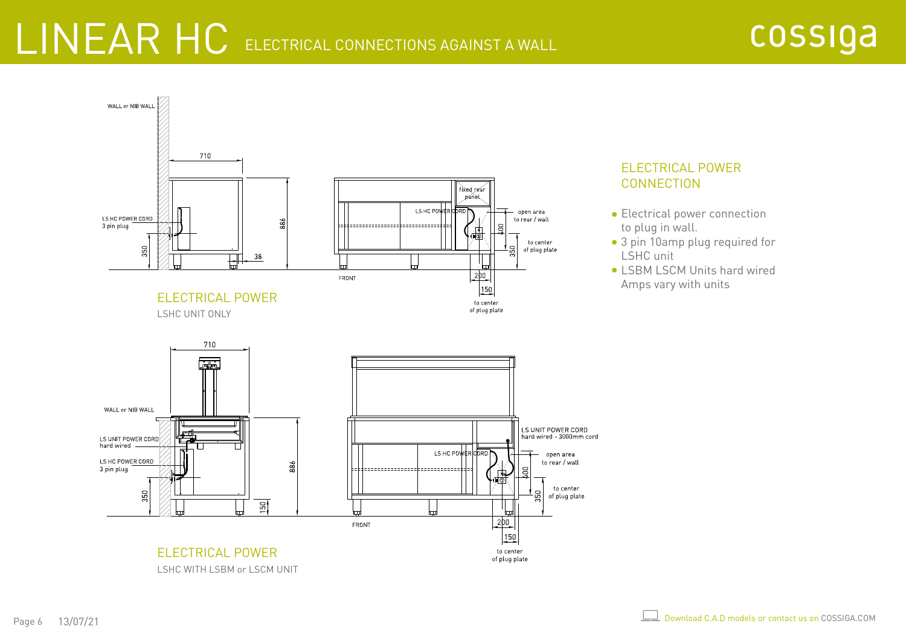# LINEAR HC ELECTRICAL CONNECTIONS AGAINST A WALL

cossiga

WALL or NIB WALL

710

LS HC POWER CORD
3 pin plug

350

38

886

fixed rear panel

LS HC POWER CORD

open area to rear / wall

400

350

to center of plug plate

FRONT

200

150

to center of plug plate

## ELECTRICAL POWER

LSHC UNIT ONLY

710

WALL or NIB WALL

LS UNIT POWER CORD
hard wired

LS HC POWER CORD
3 pin plug

350

150

886

LS HC POWER CORD

LS UNIT POWER CORD
hard wired - 3000mm cord

open area to rear / wall

400

350

to center of plug plate

FRONT

200

150

to center of plug plate

## ELECTRICAL POWER

LSHC WITH LSBM or LSCM UNIT

## ELECTRICAL POWER CONNECTION

- Electrical power connection to plug in wall.
- 3 pin 10amp plug required for LSHC unit
- LSBM LSCM Units hard wired Amps vary with units

13/07/21

Download C.A.D models or contact us on COSSIGA.COM